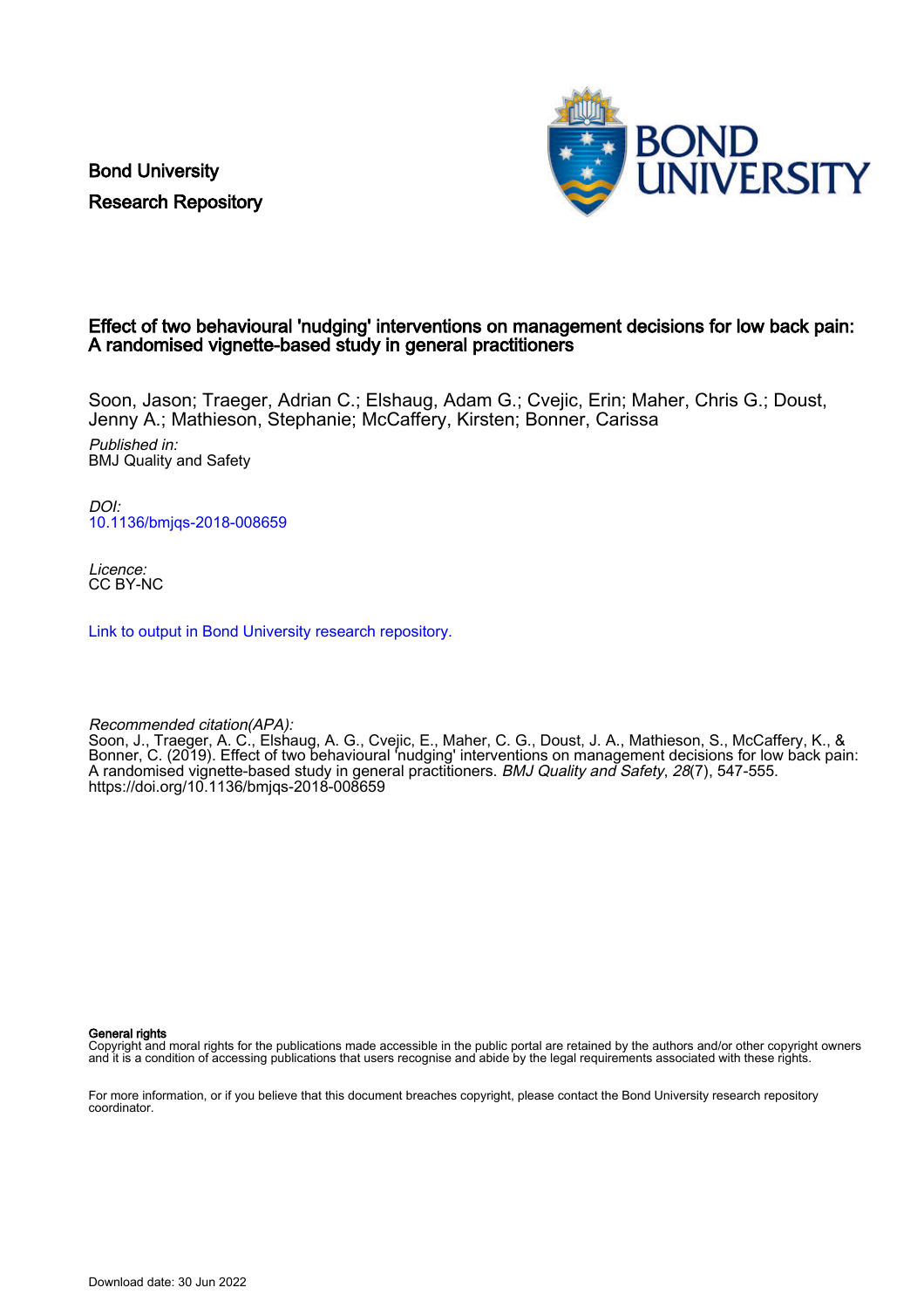Bond University
Research Repository

# Effect of two behavioural 'nudging' interventions on management decisions for low back pain: A randomised vignette-based study in general practitioners

Soon, Jason; Traeger, Adrian C.; Elshaug, Adam G.; Cvejic, Erin; Maher, Chris G.; Doust, Jenny A.; Mathieson, Stephanie; McCaffery, Kirsten; Bonner, Carissa

*Published in:*
BMJ Quality and Safety

*DOI:*
10.1136/bmjqs-2018-008659

*Licence:*
CC BY-NC

Link to output in Bond University research repository.

*Recommended citation(APA):*
Soon, J., Traeger, A. C., Elshaug, A. G., Cvejic, E., Maher, C. G., Doust, J. A., Mathieson, S., McCaffery, K., & Bonner, C. (2019). Effect of two behavioural 'nudging' interventions on management decisions for low back pain: A randomised vignette-based study in general practitioners. *BMJ Quality and Safety*, *28*(7), 547-555. https://doi.org/10.1136/bmjqs-2018-008659

**General rights**
Copyright and moral rights for the publications made accessible in the public portal are retained by the authors and/or other copyright owners and it is a condition of accessing publications that users recognise and abide by the legal requirements associated with these rights.

For more information, or if you believe that this document breaches copyright, please contact the Bond University research repository coordinator.

Download date: 30 Jun 2022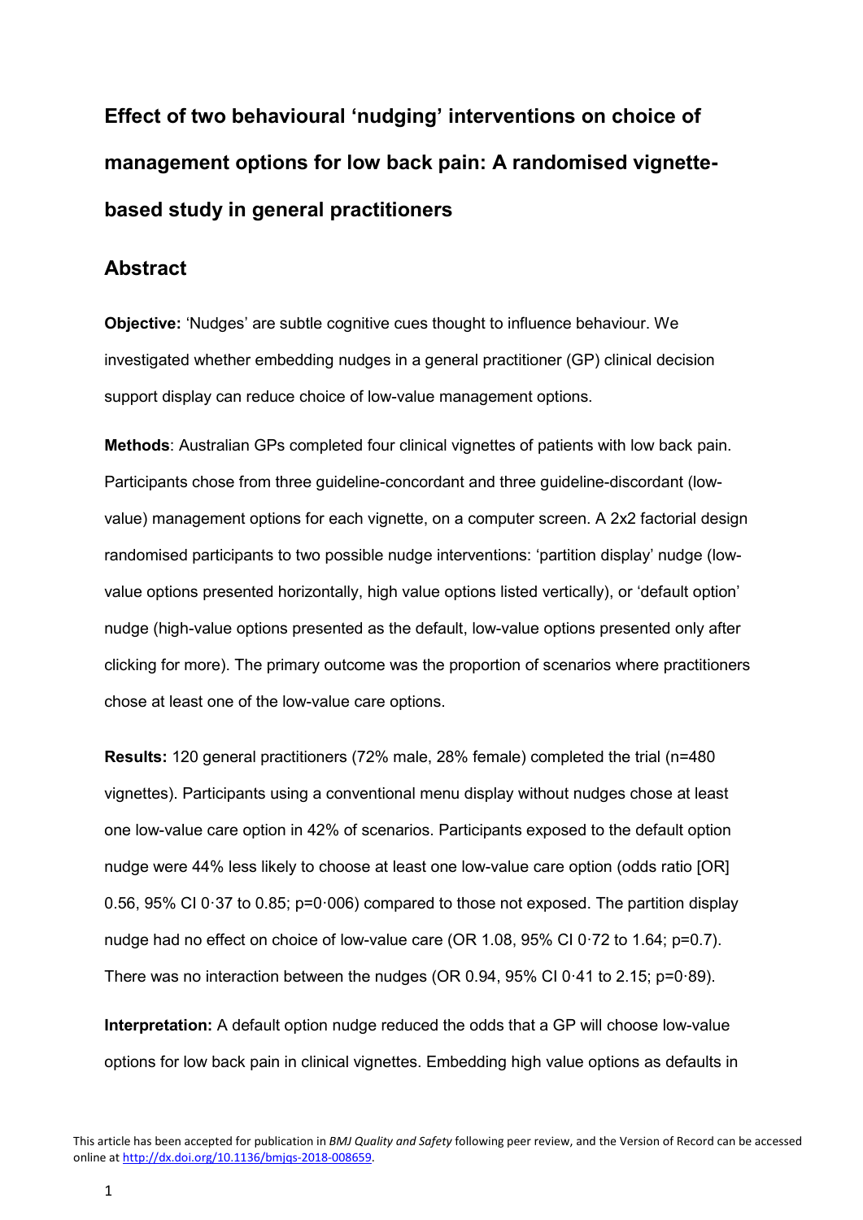# Effect of two behavioural 'nudging' interventions on choice of management options for low back pain: A randomised vignette-based study in general practitioners

## Abstract

**Objective:** 'Nudges' are subtle cognitive cues thought to influence behaviour. We investigated whether embedding nudges in a general practitioner (GP) clinical decision support display can reduce choice of low-value management options.

**Methods**: Australian GPs completed four clinical vignettes of patients with low back pain. Participants chose from three guideline-concordant and three guideline-discordant (low-value) management options for each vignette, on a computer screen. A 2x2 factorial design randomised participants to two possible nudge interventions: 'partition display' nudge (low-value options presented horizontally, high value options listed vertically), or 'default option' nudge (high-value options presented as the default, low-value options presented only after clicking for more). The primary outcome was the proportion of scenarios where practitioners chose at least one of the low-value care options.

**Results:** 120 general practitioners (72% male, 28% female) completed the trial (n=480 vignettes). Participants using a conventional menu display without nudges chose at least one low-value care option in 42% of scenarios. Participants exposed to the default option nudge were 44% less likely to choose at least one low-value care option (odds ratio [OR] 0.56, 95% CI 0·37 to 0.85; p=0·006) compared to those not exposed. The partition display nudge had no effect on choice of low-value care (OR 1.08, 95% CI 0·72 to 1.64; p=0.7). There was no interaction between the nudges (OR 0.94, 95% CI 0·41 to 2.15; p=0·89).

**Interpretation:** A default option nudge reduced the odds that a GP will choose low-value options for low back pain in clinical vignettes. Embedding high value options as defaults in

This article has been accepted for publication in *BMJ Quality and Safety* following peer review, and the Version of Record can be accessed online at http://dx.doi.org/10.1136/bmjqs-2018-008659.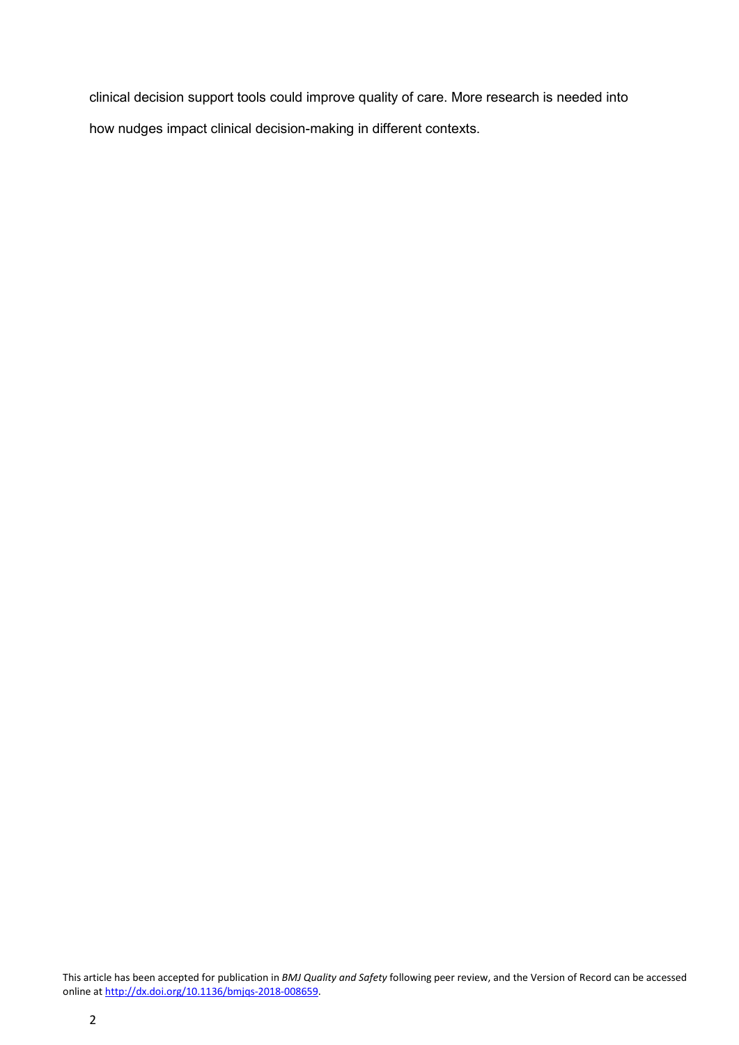clinical decision support tools could improve quality of care. More research is needed into how nudges impact clinical decision-making in different contexts.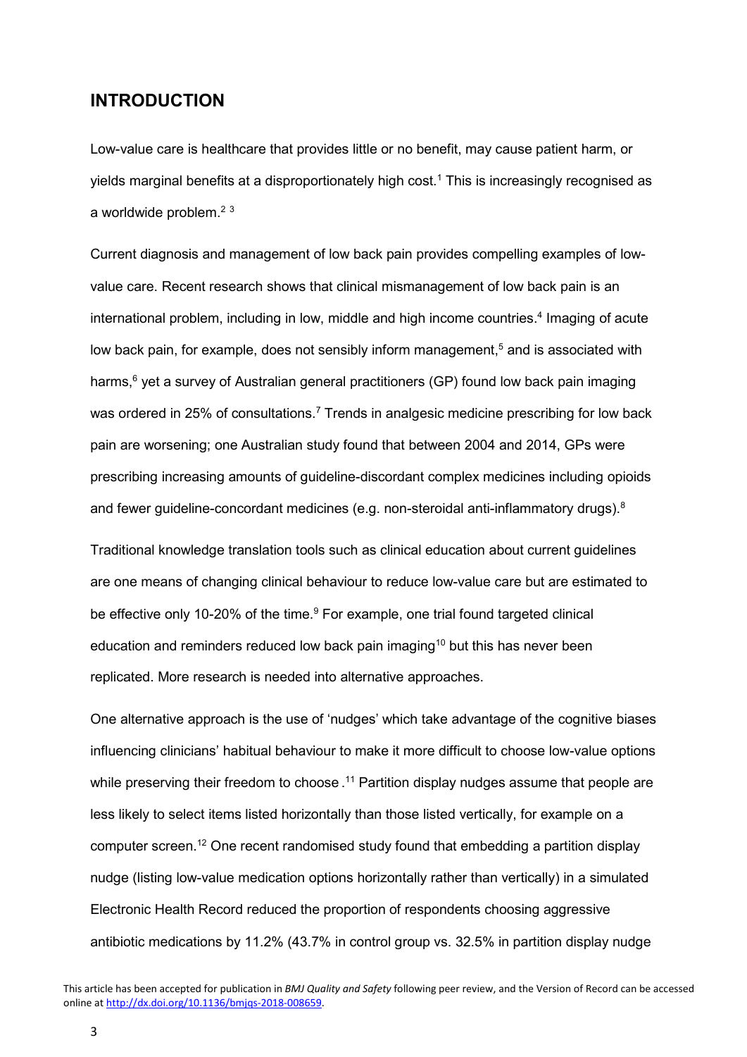## INTRODUCTION

Low-value care is healthcare that provides little or no benefit, may cause patient harm, or yields marginal benefits at a disproportionately high cost.[1] This is increasingly recognised as a worldwide problem.[2 3]

Current diagnosis and management of low back pain provides compelling examples of low-value care. Recent research shows that clinical mismanagement of low back pain is an international problem, including in low, middle and high income countries.[4] Imaging of acute low back pain, for example, does not sensibly inform management,[5] and is associated with harms,[6] yet a survey of Australian general practitioners (GP) found low back pain imaging was ordered in 25% of consultations.[7] Trends in analgesic medicine prescribing for low back pain are worsening; one Australian study found that between 2004 and 2014, GPs were prescribing increasing amounts of guideline-discordant complex medicines including opioids and fewer guideline-concordant medicines (e.g. non-steroidal anti-inflammatory drugs).[8]

Traditional knowledge translation tools such as clinical education about current guidelines are one means of changing clinical behaviour to reduce low-value care but are estimated to be effective only 10-20% of the time.[9] For example, one trial found targeted clinical education and reminders reduced low back pain imaging[10] but this has never been replicated. More research is needed into alternative approaches.

One alternative approach is the use of 'nudges' which take advantage of the cognitive biases influencing clinicians' habitual behaviour to make it more difficult to choose low-value options while preserving their freedom to choose .[11] Partition display nudges assume that people are less likely to select items listed horizontally than those listed vertically, for example on a computer screen.[12] One recent randomised study found that embedding a partition display nudge (listing low-value medication options horizontally rather than vertically) in a simulated Electronic Health Record reduced the proportion of respondents choosing aggressive antibiotic medications by 11.2% (43.7% in control group vs. 32.5% in partition display nudge

This article has been accepted for publication in *BMJ Quality and Safety* following peer review, and the Version of Record can be accessed online at http://dx.doi.org/10.1136/bmjqs-2018-008659.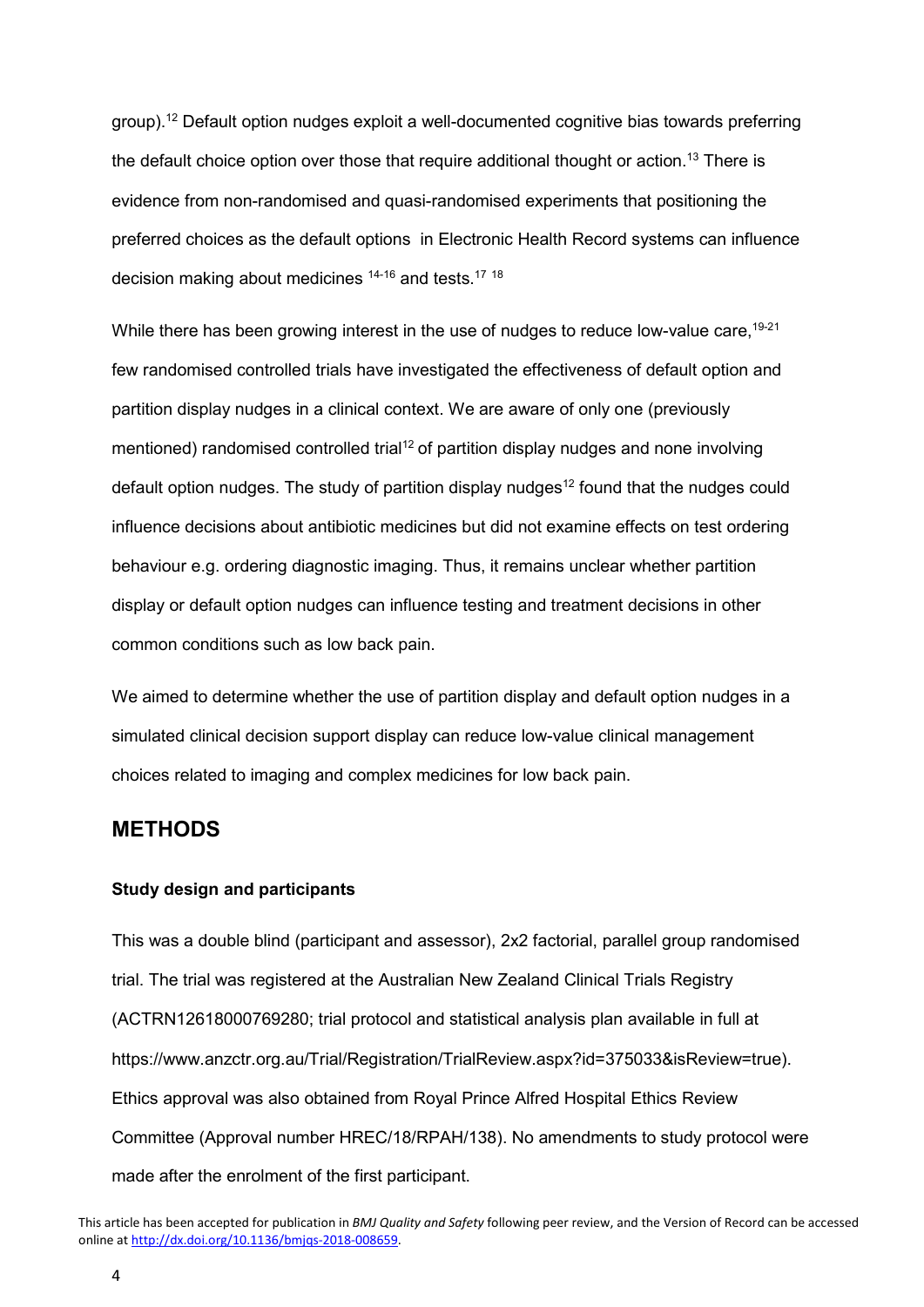group).[12] Default option nudges exploit a well-documented cognitive bias towards preferring the default choice option over those that require additional thought or action.[13] There is evidence from non-randomised and quasi-randomised experiments that positioning the preferred choices as the default options in Electronic Health Record systems can influence decision making about medicines [14-16] and tests.[17 18]

While there has been growing interest in the use of nudges to reduce low-value care,[19-21] few randomised controlled trials have investigated the effectiveness of default option and partition display nudges in a clinical context. We are aware of only one (previously mentioned) randomised controlled trial[12] of partition display nudges and none involving default option nudges. The study of partition display nudges[12] found that the nudges could influence decisions about antibiotic medicines but did not examine effects on test ordering behaviour e.g. ordering diagnostic imaging. Thus, it remains unclear whether partition display or default option nudges can influence testing and treatment decisions in other common conditions such as low back pain.

We aimed to determine whether the use of partition display and default option nudges in a simulated clinical decision support display can reduce low-value clinical management choices related to imaging and complex medicines for low back pain.

## METHODS

### Study design and participants

This was a double blind (participant and assessor), 2x2 factorial, parallel group randomised trial. The trial was registered at the Australian New Zealand Clinical Trials Registry (ACTRN12618000769280; trial protocol and statistical analysis plan available in full at https://www.anzctr.org.au/Trial/Registration/TrialReview.aspx?id=375033&isReview=true). Ethics approval was also obtained from Royal Prince Alfred Hospital Ethics Review Committee (Approval number HREC/18/RPAH/138). No amendments to study protocol were made after the enrolment of the first participant.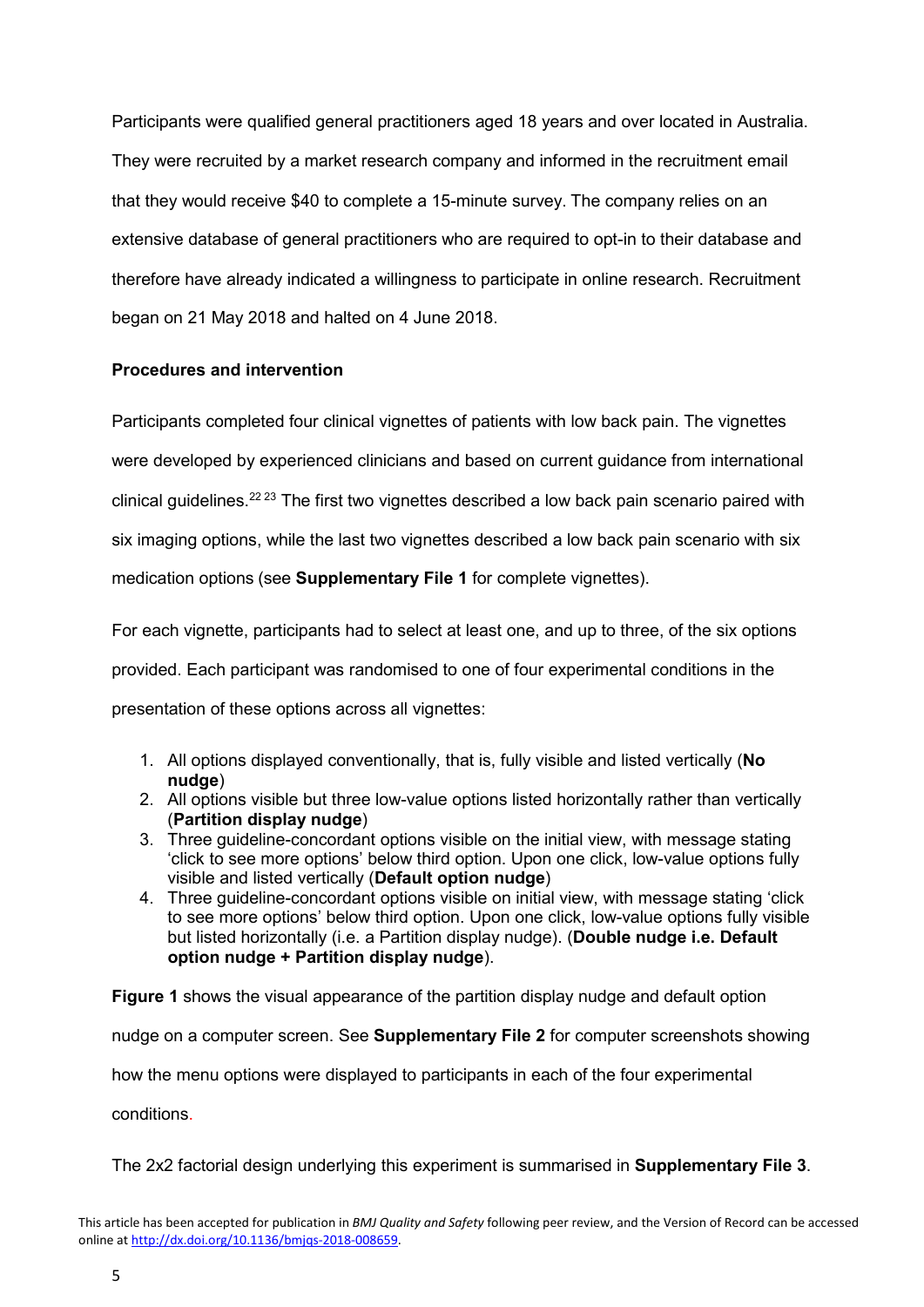Participants were qualified general practitioners aged 18 years and over located in Australia. They were recruited by a market research company and informed in the recruitment email that they would receive $40 to complete a 15-minute survey. The company relies on an extensive database of general practitioners who are required to opt-in to their database and therefore have already indicated a willingness to participate in online research. Recruitment began on 21 May 2018 and halted on 4 June 2018.

**Procedures and intervention**

Participants completed four clinical vignettes of patients with low back pain. The vignettes were developed by experienced clinicians and based on current guidance from international clinical guidelines.[22 23] The first two vignettes described a low back pain scenario paired with six imaging options, while the last two vignettes described a low back pain scenario with six medication options (see **Supplementary File 1** for complete vignettes).

For each vignette, participants had to select at least one, and up to three, of the six options provided. Each participant was randomised to one of four experimental conditions in the presentation of these options across all vignettes:

1. All options displayed conventionally, that is, fully visible and listed vertically (**No nudge**)
2. All options visible but three low-value options listed horizontally rather than vertically (**Partition display nudge**)
3. Three guideline-concordant options visible on the initial view, with message stating 'click to see more options' below third option. Upon one click, low-value options fully visible and listed vertically (**Default option nudge**)
4. Three guideline-concordant options visible on initial view, with message stating 'click to see more options' below third option. Upon one click, low-value options fully visible but listed horizontally (i.e. a Partition display nudge). (**Double nudge i.e. Default option nudge + Partition display nudge**).

**Figure 1** shows the visual appearance of the partition display nudge and default option nudge on a computer screen. See **Supplementary File 2** for computer screenshots showing how the menu options were displayed to participants in each of the four experimental conditions.

The 2x2 factorial design underlying this experiment is summarised in **Supplementary File 3**.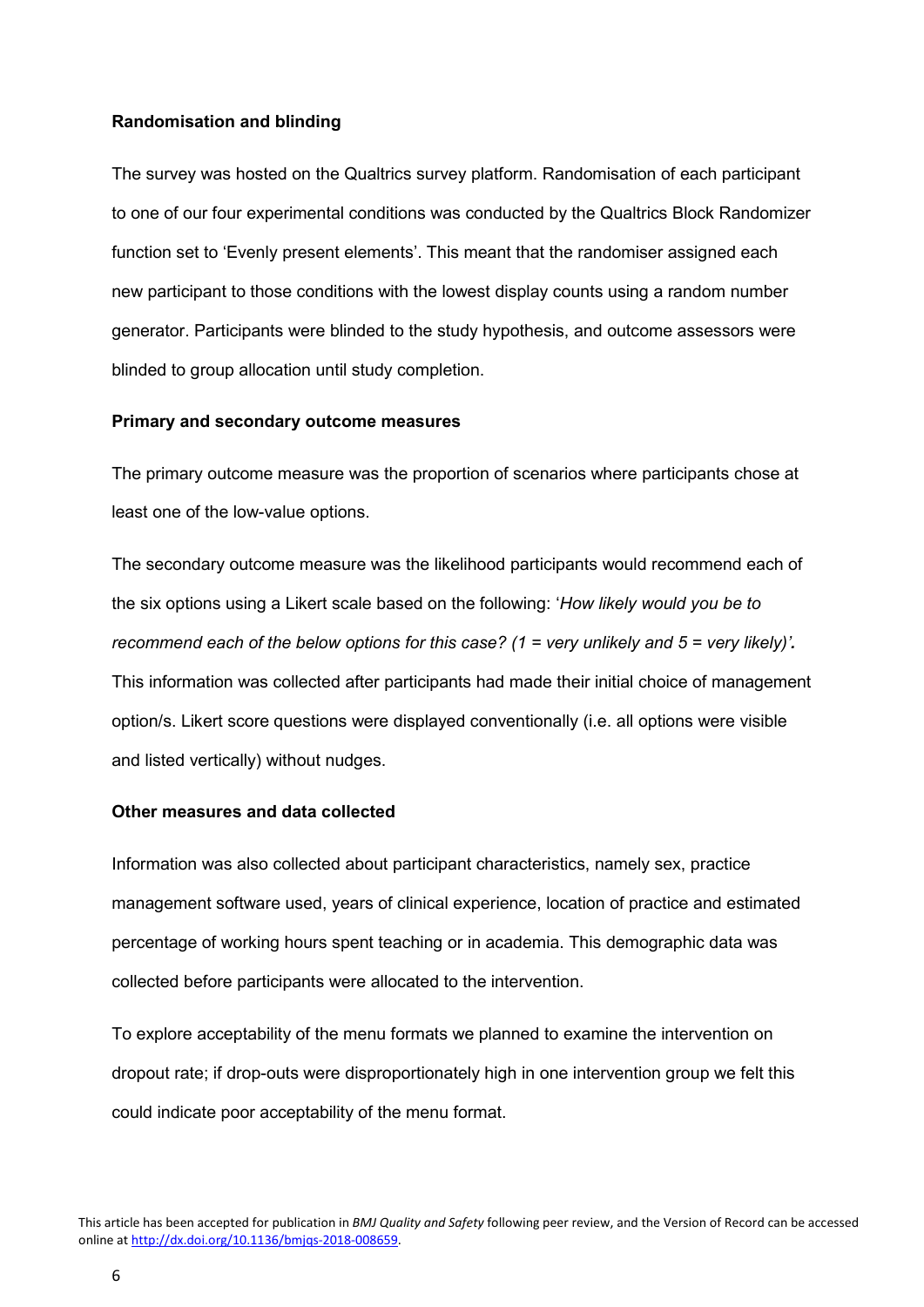**Randomisation and blinding**

The survey was hosted on the Qualtrics survey platform. Randomisation of each participant to one of our four experimental conditions was conducted by the Qualtrics Block Randomizer function set to 'Evenly present elements'. This meant that the randomiser assigned each new participant to those conditions with the lowest display counts using a random number generator. Participants were blinded to the study hypothesis, and outcome assessors were blinded to group allocation until study completion.

**Primary and secondary outcome measures**

The primary outcome measure was the proportion of scenarios where participants chose at least one of the low-value options.

The secondary outcome measure was the likelihood participants would recommend each of the six options using a Likert scale based on the following: '*How likely would you be to recommend each of the below options for this case? (1 = very unlikely and 5 = very likely)'.* This information was collected after participants had made their initial choice of management option/s. Likert score questions were displayed conventionally (i.e. all options were visible and listed vertically) without nudges.

**Other measures and data collected**

Information was also collected about participant characteristics, namely sex, practice management software used, years of clinical experience, location of practice and estimated percentage of working hours spent teaching or in academia. This demographic data was collected before participants were allocated to the intervention.

To explore acceptability of the menu formats we planned to examine the intervention on dropout rate; if drop-outs were disproportionately high in one intervention group we felt this could indicate poor acceptability of the menu format.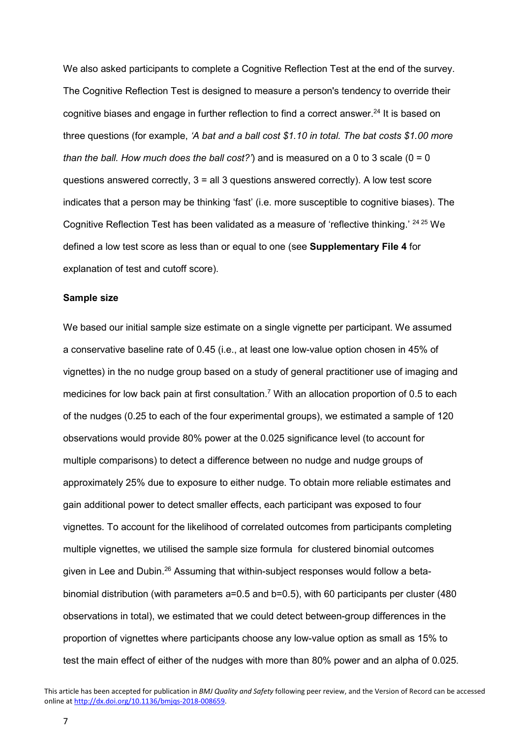We also asked participants to complete a Cognitive Reflection Test at the end of the survey. The Cognitive Reflection Test is designed to measure a person's tendency to override their cognitive biases and engage in further reflection to find a correct answer.[24] It is based on three questions (for example, *'A bat and a ball cost $1.10 in total. The bat costs $1.00 more than the ball. How much does the ball cost?'*) and is measured on a 0 to 3 scale (0 = 0 questions answered correctly, 3 = all 3 questions answered correctly). A low test score indicates that a person may be thinking 'fast' (i.e. more susceptible to cognitive biases). The Cognitive Reflection Test has been validated as a measure of 'reflective thinking.' [24,25] We defined a low test score as less than or equal to one (see **Supplementary File 4** for explanation of test and cutoff score).

**Sample size**

We based our initial sample size estimate on a single vignette per participant. We assumed a conservative baseline rate of 0.45 (i.e., at least one low-value option chosen in 45% of vignettes) in the no nudge group based on a study of general practitioner use of imaging and medicines for low back pain at first consultation.[7] With an allocation proportion of 0.5 to each of the nudges (0.25 to each of the four experimental groups), we estimated a sample of 120 observations would provide 80% power at the 0.025 significance level (to account for multiple comparisons) to detect a difference between no nudge and nudge groups of approximately 25% due to exposure to either nudge. To obtain more reliable estimates and gain additional power to detect smaller effects, each participant was exposed to four vignettes. To account for the likelihood of correlated outcomes from participants completing multiple vignettes, we utilised the sample size formula for clustered binomial outcomes given in Lee and Dubin.[26] Assuming that within-subject responses would follow a beta-binomial distribution (with parameters a=0.5 and b=0.5), with 60 participants per cluster (480 observations in total), we estimated that we could detect between-group differences in the proportion of vignettes where participants choose any low-value option as small as 15% to test the main effect of either of the nudges with more than 80% power and an alpha of 0.025.

This article has been accepted for publication in *BMJ Quality and Safety* following peer review, and the Version of Record can be accessed online at http://dx.doi.org/10.1136/bmjqs-2018-008659.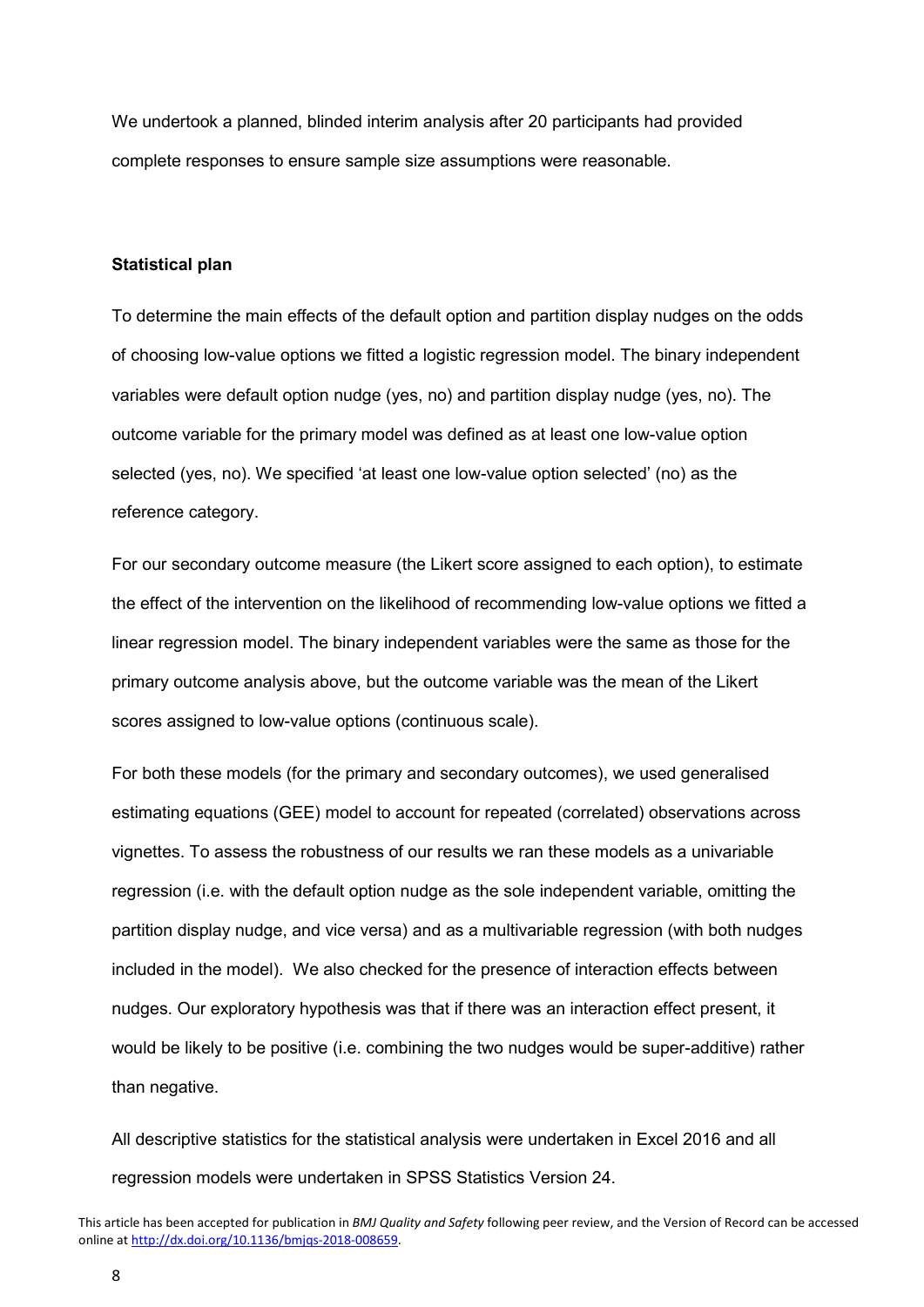We undertook a planned, blinded interim analysis after 20 participants had provided complete responses to ensure sample size assumptions were reasonable.

**Statistical plan**

To determine the main effects of the default option and partition display nudges on the odds of choosing low-value options we fitted a logistic regression model. The binary independent variables were default option nudge (yes, no) and partition display nudge (yes, no). The outcome variable for the primary model was defined as at least one low-value option selected (yes, no). We specified 'at least one low-value option selected' (no) as the reference category.

For our secondary outcome measure (the Likert score assigned to each option), to estimate the effect of the intervention on the likelihood of recommending low-value options we fitted a linear regression model. The binary independent variables were the same as those for the primary outcome analysis above, but the outcome variable was the mean of the Likert scores assigned to low-value options (continuous scale).

For both these models (for the primary and secondary outcomes), we used generalised estimating equations (GEE) model to account for repeated (correlated) observations across vignettes. To assess the robustness of our results we ran these models as a univariable regression (i.e. with the default option nudge as the sole independent variable, omitting the partition display nudge, and vice versa) and as a multivariable regression (with both nudges included in the model). We also checked for the presence of interaction effects between nudges. Our exploratory hypothesis was that if there was an interaction effect present, it would be likely to be positive (i.e. combining the two nudges would be super-additive) rather than negative.

All descriptive statistics for the statistical analysis were undertaken in Excel 2016 and all regression models were undertaken in SPSS Statistics Version 24.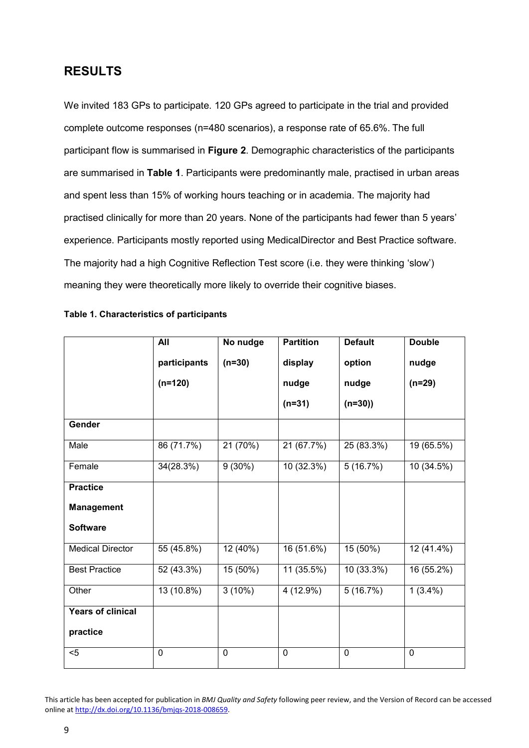## RESULTS

We invited 183 GPs to participate. 120 GPs agreed to participate in the trial and provided complete outcome responses (n=480 scenarios), a response rate of 65.6%. The full participant flow is summarised in **Figure 2**. Demographic characteristics of the participants are summarised in **Table 1**. Participants were predominantly male, practised in urban areas and spent less than 15% of working hours teaching or in academia. The majority had practised clinically for more than 20 years. None of the participants had fewer than 5 years' experience. Participants mostly reported using MedicalDirector and Best Practice software. The majority had a high Cognitive Reflection Test score (i.e. they were thinking 'slow') meaning they were theoretically more likely to override their cognitive biases.

**Table 1. Characteristics of participants**

| | All participants (n=120) | No nudge (n=30) | Partition display nudge (n=31) | Default option nudge (n=30)) | Double nudge (n=29) |
|---|---|---|---|---|---|
| **Gender** | | | | | |
| Male | 86 (71.7%) | 21 (70%) | 21 (67.7%) | 25 (83.3%) | 19 (65.5%) |
| Female | 34(28.3%) | 9 (30%) | 10 (32.3%) | 5 (16.7%) | 10 (34.5%) |
| **Practice Management Software** | | | | | |
| Medical Director | 55 (45.8%) | 12 (40%) | 16 (51.6%) | 15 (50%) | 12 (41.4%) |
| Best Practice | 52 (43.3%) | 15 (50%) | 11 (35.5%) | 10 (33.3%) | 16 (55.2%) |
| Other | 13 (10.8%) | 3 (10%) | 4 (12.9%) | 5 (16.7%) | 1 (3.4%) |
| **Years of clinical practice** | | | | | |
| <5 | 0 | 0 | 0 | 0 | 0 |

This article has been accepted for publication in *BMJ Quality and Safety* following peer review, and the Version of Record can be accessed online at http://dx.doi.org/10.1136/bmjqs-2018-008659.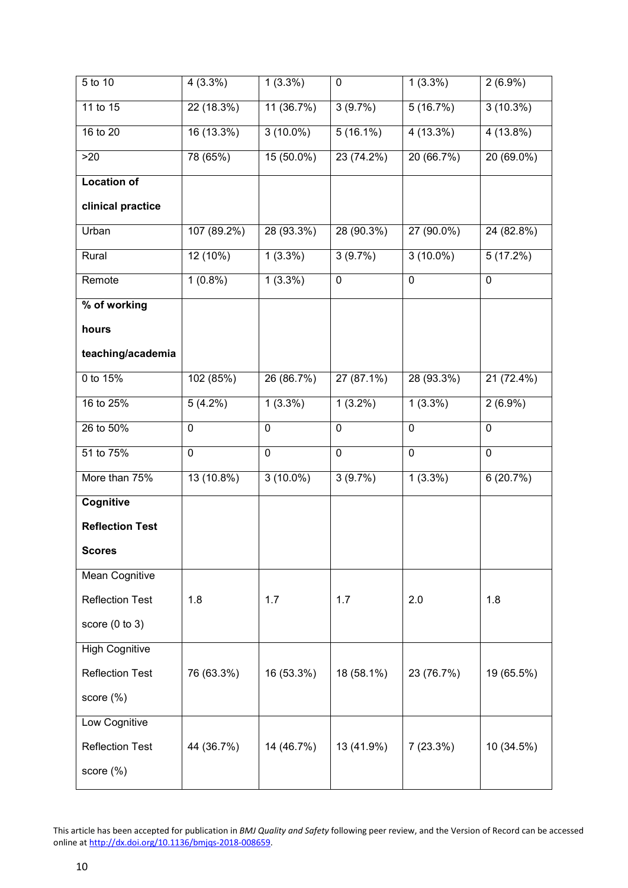| 5 to 10 | 4 (3.3%) | 1 (3.3%) | 0 | 1 (3.3%) | 2 (6.9%) |
|---|---|---|---|---|---|
| 11 to 15 | 22 (18.3%) | 11 (36.7%) | 3 (9.7%) | 5 (16.7%) | 3 (10.3%) |
| 16 to 20 | 16 (13.3%) | 3 (10.0%) | 5 (16.1%) | 4 (13.3%) | 4 (13.8%) |
| >20 | 78 (65%) | 15 (50.0%) | 23 (74.2%) | 20 (66.7%) | 20 (69.0%) |
| **Location of clinical practice** | | | | | |
| Urban | 107 (89.2%) | 28 (93.3%) | 28 (90.3%) | 27 (90.0%) | 24 (82.8%) |
| Rural | 12 (10%) | 1 (3.3%) | 3 (9.7%) | 3 (10.0%) | 5 (17.2%) |
| Remote | 1 (0.8%) | 1 (3.3%) | 0 | 0 | 0 |
| **% of working hours teaching/academia** | | | | | |
| 0 to 15% | 102 (85%) | 26 (86.7%) | 27 (87.1%) | 28 (93.3%) | 21 (72.4%) |
| 16 to 25% | 5 (4.2%) | 1 (3.3%) | 1 (3.2%) | 1 (3.3%) | 2 (6.9%) |
| 26 to 50% | 0 | 0 | 0 | 0 | 0 |
| 51 to 75% | 0 | 0 | 0 | 0 | 0 |
| More than 75% | 13 (10.8%) | 3 (10.0%) | 3 (9.7%) | 1 (3.3%) | 6 (20.7%) |
| **Cognitive Reflection Test Scores** | | | | | |
| Mean Cognitive Reflection Test score (0 to 3) | 1.8 | 1.7 | 1.7 | 2.0 | 1.8 |
| High Cognitive Reflection Test score (%) | 76 (63.3%) | 16 (53.3%) | 18 (58.1%) | 23 (76.7%) | 19 (65.5%) |
| Low Cognitive Reflection Test score (%) | 44 (36.7%) | 14 (46.7%) | 13 (41.9%) | 7 (23.3%) | 10 (34.5%) |

This article has been accepted for publication in *BMJ Quality and Safety* following peer review, and the Version of Record can be accessed online at http://dx.doi.org/10.1136/bmjqs-2018-008659.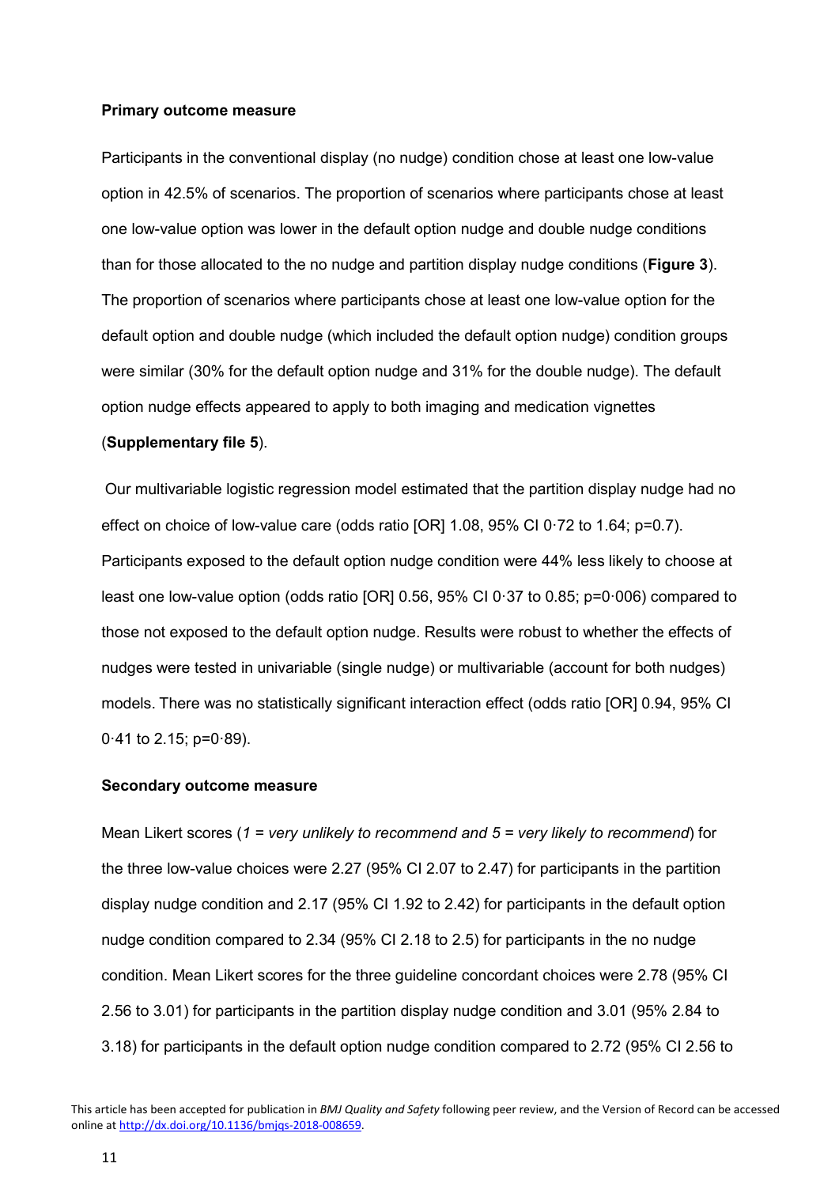**Primary outcome measure**

Participants in the conventional display (no nudge) condition chose at least one low-value option in 42.5% of scenarios. The proportion of scenarios where participants chose at least one low-value option was lower in the default option nudge and double nudge conditions than for those allocated to the no nudge and partition display nudge conditions (**Figure 3**). The proportion of scenarios where participants chose at least one low-value option for the default option and double nudge (which included the default option nudge) condition groups were similar (30% for the default option nudge and 31% for the double nudge). The default option nudge effects appeared to apply to both imaging and medication vignettes (**Supplementary file 5**).

Our multivariable logistic regression model estimated that the partition display nudge had no effect on choice of low-value care (odds ratio [OR] 1.08, 95% CI 0·72 to 1.64; p=0.7). Participants exposed to the default option nudge condition were 44% less likely to choose at least one low-value option (odds ratio [OR] 0.56, 95% CI 0·37 to 0.85; p=0·006) compared to those not exposed to the default option nudge. Results were robust to whether the effects of nudges were tested in univariable (single nudge) or multivariable (account for both nudges) models. There was no statistically significant interaction effect (odds ratio [OR] 0.94, 95% CI 0·41 to 2.15; p=0·89).

**Secondary outcome measure**

Mean Likert scores (*1 = very unlikely to recommend and 5 = very likely to recommend*) for the three low-value choices were 2.27 (95% CI 2.07 to 2.47) for participants in the partition display nudge condition and 2.17 (95% CI 1.92 to 2.42) for participants in the default option nudge condition compared to 2.34 (95% CI 2.18 to 2.5) for participants in the no nudge condition. Mean Likert scores for the three guideline concordant choices were 2.78 (95% CI 2.56 to 3.01) for participants in the partition display nudge condition and 3.01 (95% 2.84 to 3.18) for participants in the default option nudge condition compared to 2.72 (95% CI 2.56 to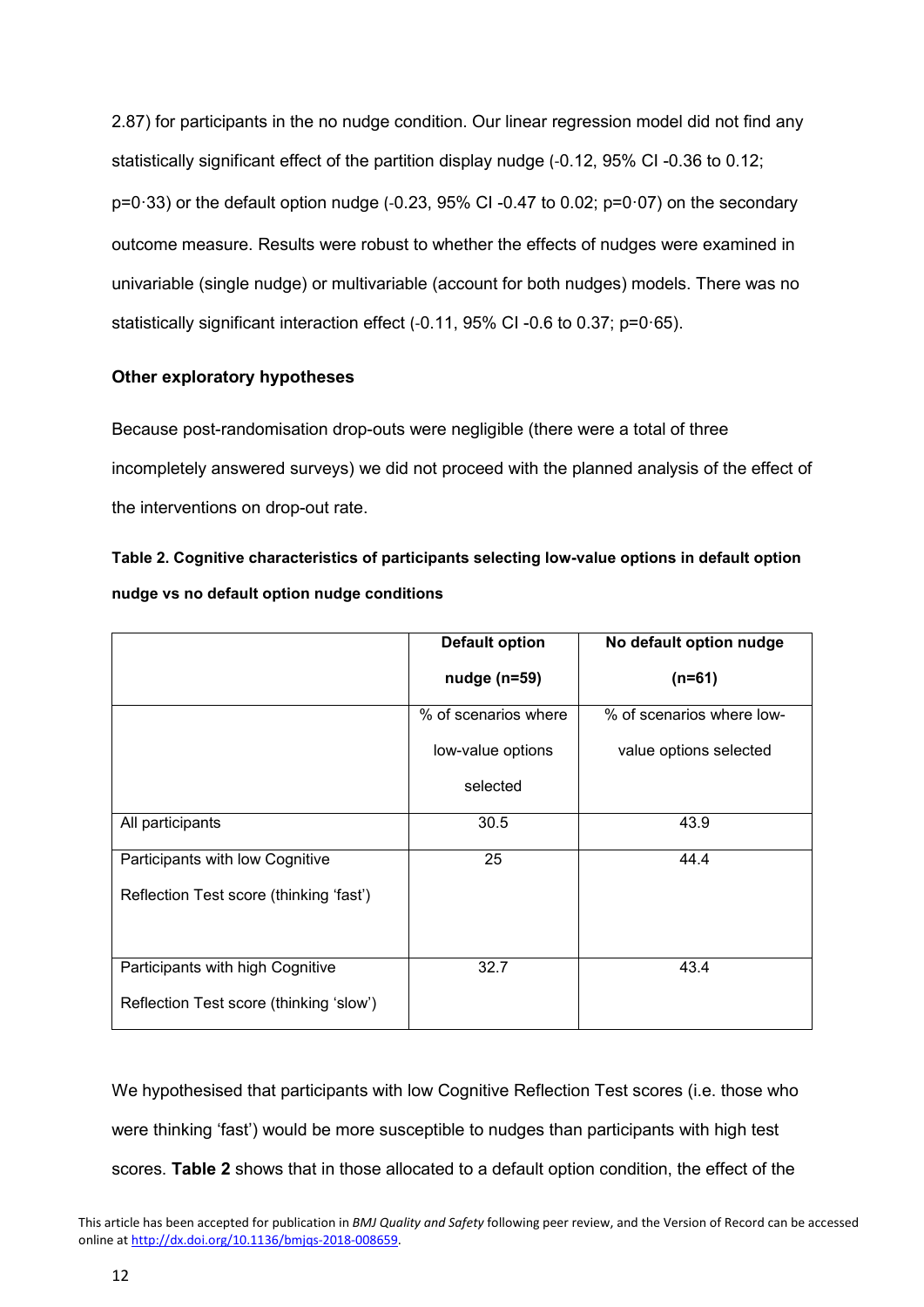2.87) for participants in the no nudge condition. Our linear regression model did not find any statistically significant effect of the partition display nudge (-0.12, 95% CI -0.36 to 0.12; p=0·33) or the default option nudge (-0.23, 95% CI -0.47 to 0.02; p=0·07) on the secondary outcome measure. Results were robust to whether the effects of nudges were examined in univariable (single nudge) or multivariable (account for both nudges) models. There was no statistically significant interaction effect (-0.11, 95% CI -0.6 to 0.37; p=0·65).

**Other exploratory hypotheses**

Because post-randomisation drop-outs were negligible (there were a total of three incompletely answered surveys) we did not proceed with the planned analysis of the effect of the interventions on drop-out rate.

**Table 2. Cognitive characteristics of participants selecting low-value options in default option nudge vs no default option nudge conditions**

| | **Default option nudge (n=59)** | **No default option nudge (n=61)** |
|---|---|---|
| | % of scenarios where low-value options selected | % of scenarios where low-value options selected |
| All participants | 30.5 | 43.9 |
| Participants with low Cognitive Reflection Test score (thinking 'fast') | 25 | 44.4 |
| Participants with high Cognitive Reflection Test score (thinking 'slow') | 32.7 | 43.4 |

We hypothesised that participants with low Cognitive Reflection Test scores (i.e. those who were thinking 'fast') would be more susceptible to nudges than participants with high test scores. **Table 2** shows that in those allocated to a default option condition, the effect of the

This article has been accepted for publication in *BMJ Quality and Safety* following peer review, and the Version of Record can be accessed online at http://dx.doi.org/10.1136/bmjqs-2018-008659.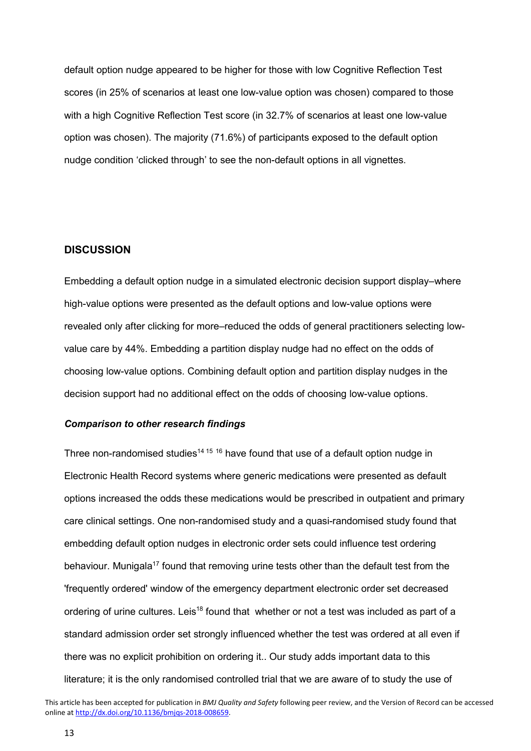default option nudge appeared to be higher for those with low Cognitive Reflection Test scores (in 25% of scenarios at least one low-value option was chosen) compared to those with a high Cognitive Reflection Test score (in 32.7% of scenarios at least one low-value option was chosen). The majority (71.6%) of participants exposed to the default option nudge condition 'clicked through' to see the non-default options in all vignettes.

## DISCUSSION

Embedding a default option nudge in a simulated electronic decision support display–where high-value options were presented as the default options and low-value options were revealed only after clicking for more–reduced the odds of general practitioners selecting low-value care by 44%. Embedding a partition display nudge had no effect on the odds of choosing low-value options. Combining default option and partition display nudges in the decision support had no additional effect on the odds of choosing low-value options.

### *Comparison to other research findings*

Three non-randomised studies[14 15 16] have found that use of a default option nudge in Electronic Health Record systems where generic medications were presented as default options increased the odds these medications would be prescribed in outpatient and primary care clinical settings. One non-randomised study and a quasi-randomised study found that embedding default option nudges in electronic order sets could influence test ordering behaviour. Munigala[17] found that removing urine tests other than the default test from the 'frequently ordered' window of the emergency department electronic order set decreased ordering of urine cultures. Leis[18] found that whether or not a test was included as part of a standard admission order set strongly influenced whether the test was ordered at all even if there was no explicit prohibition on ordering it.. Our study adds important data to this literature; it is the only randomised controlled trial that we are aware of to study the use of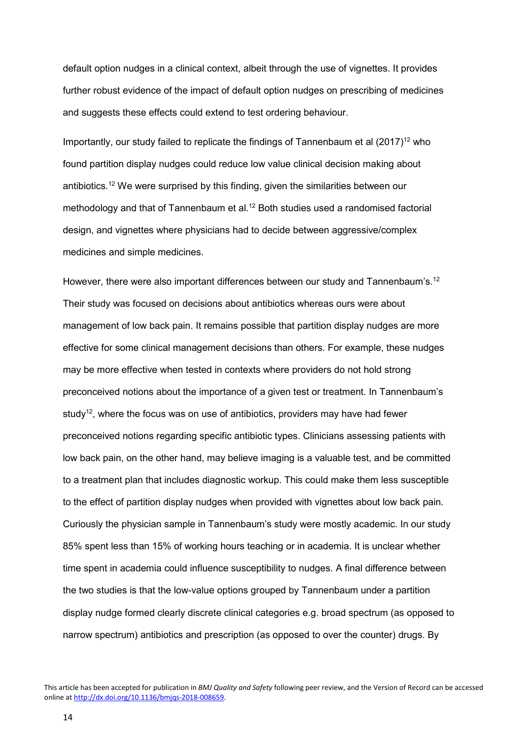default option nudges in a clinical context, albeit through the use of vignettes. It provides further robust evidence of the impact of default option nudges on prescribing of medicines and suggests these effects could extend to test ordering behaviour.

Importantly, our study failed to replicate the findings of Tannenbaum et al (2017)[12] who found partition display nudges could reduce low value clinical decision making about antibiotics.[12] We were surprised by this finding, given the similarities between our methodology and that of Tannenbaum et al.[12] Both studies used a randomised factorial design, and vignettes where physicians had to decide between aggressive/complex medicines and simple medicines.

However, there were also important differences between our study and Tannenbaum's.[12] Their study was focused on decisions about antibiotics whereas ours were about management of low back pain. It remains possible that partition display nudges are more effective for some clinical management decisions than others. For example, these nudges may be more effective when tested in contexts where providers do not hold strong preconceived notions about the importance of a given test or treatment. In Tannenbaum's study[12], where the focus was on use of antibiotics, providers may have had fewer preconceived notions regarding specific antibiotic types. Clinicians assessing patients with low back pain, on the other hand, may believe imaging is a valuable test, and be committed to a treatment plan that includes diagnostic workup. This could make them less susceptible to the effect of partition display nudges when provided with vignettes about low back pain. Curiously the physician sample in Tannenbaum's study were mostly academic. In our study 85% spent less than 15% of working hours teaching or in academia. It is unclear whether time spent in academia could influence susceptibility to nudges. A final difference between the two studies is that the low-value options grouped by Tannenbaum under a partition display nudge formed clearly discrete clinical categories e.g. broad spectrum (as opposed to narrow spectrum) antibiotics and prescription (as opposed to over the counter) drugs. By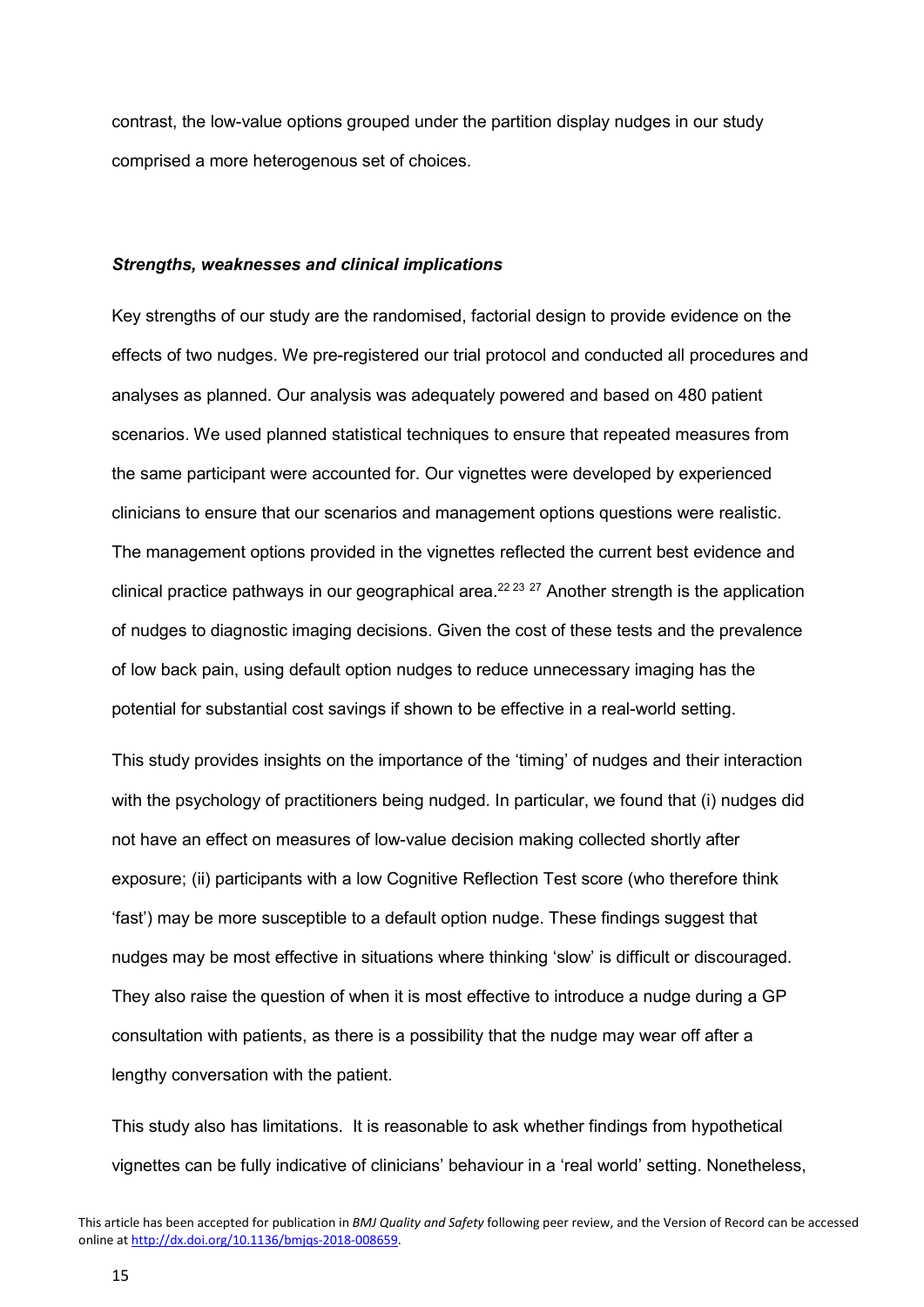contrast, the low-value options grouped under the partition display nudges in our study comprised a more heterogenous set of choices.

### *Strengths, weaknesses and clinical implications*

Key strengths of our study are the randomised, factorial design to provide evidence on the effects of two nudges. We pre-registered our trial protocol and conducted all procedures and analyses as planned. Our analysis was adequately powered and based on 480 patient scenarios. We used planned statistical techniques to ensure that repeated measures from the same participant were accounted for. Our vignettes were developed by experienced clinicians to ensure that our scenarios and management options questions were realistic. The management options provided in the vignettes reflected the current best evidence and clinical practice pathways in our geographical area.[22 23 27] Another strength is the application of nudges to diagnostic imaging decisions. Given the cost of these tests and the prevalence of low back pain, using default option nudges to reduce unnecessary imaging has the potential for substantial cost savings if shown to be effective in a real-world setting.

This study provides insights on the importance of the 'timing' of nudges and their interaction with the psychology of practitioners being nudged. In particular, we found that (i) nudges did not have an effect on measures of low-value decision making collected shortly after exposure; (ii) participants with a low Cognitive Reflection Test score (who therefore think 'fast') may be more susceptible to a default option nudge. These findings suggest that nudges may be most effective in situations where thinking 'slow' is difficult or discouraged. They also raise the question of when it is most effective to introduce a nudge during a GP consultation with patients, as there is a possibility that the nudge may wear off after a lengthy conversation with the patient.

This study also has limitations. It is reasonable to ask whether findings from hypothetical vignettes can be fully indicative of clinicians' behaviour in a 'real world' setting. Nonetheless,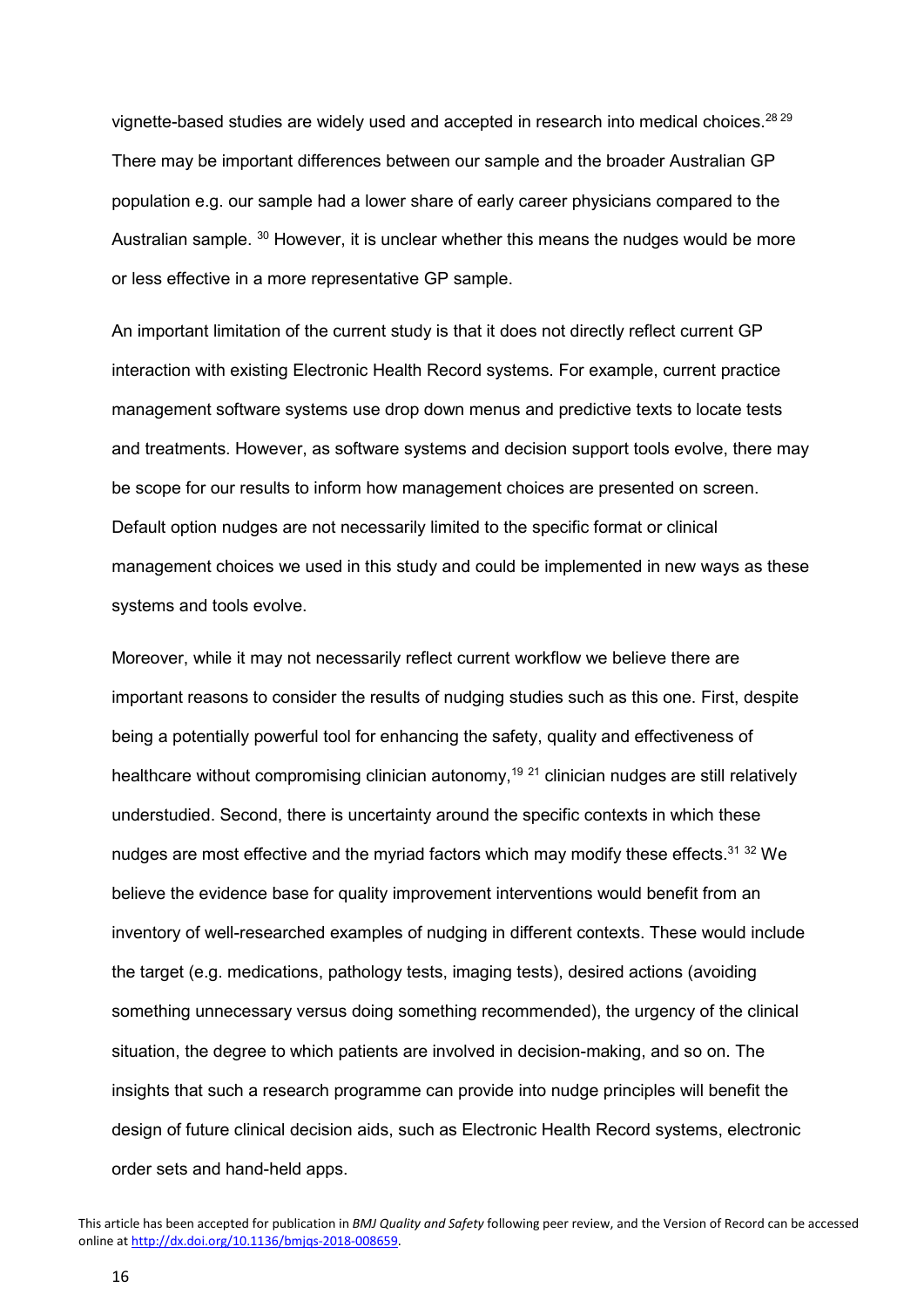vignette-based studies are widely used and accepted in research into medical choices.[28 29] There may be important differences between our sample and the broader Australian GP population e.g. our sample had a lower share of early career physicians compared to the Australian sample. [30] However, it is unclear whether this means the nudges would be more or less effective in a more representative GP sample.

An important limitation of the current study is that it does not directly reflect current GP interaction with existing Electronic Health Record systems. For example, current practice management software systems use drop down menus and predictive texts to locate tests and treatments. However, as software systems and decision support tools evolve, there may be scope for our results to inform how management choices are presented on screen. Default option nudges are not necessarily limited to the specific format or clinical management choices we used in this study and could be implemented in new ways as these systems and tools evolve.

Moreover, while it may not necessarily reflect current workflow we believe there are important reasons to consider the results of nudging studies such as this one. First, despite being a potentially powerful tool for enhancing the safety, quality and effectiveness of healthcare without compromising clinician autonomy,[19 21] clinician nudges are still relatively understudied. Second, there is uncertainty around the specific contexts in which these nudges are most effective and the myriad factors which may modify these effects.[31 32] We believe the evidence base for quality improvement interventions would benefit from an inventory of well-researched examples of nudging in different contexts. These would include the target (e.g. medications, pathology tests, imaging tests), desired actions (avoiding something unnecessary versus doing something recommended), the urgency of the clinical situation, the degree to which patients are involved in decision-making, and so on. The insights that such a research programme can provide into nudge principles will benefit the design of future clinical decision aids, such as Electronic Health Record systems, electronic order sets and hand-held apps.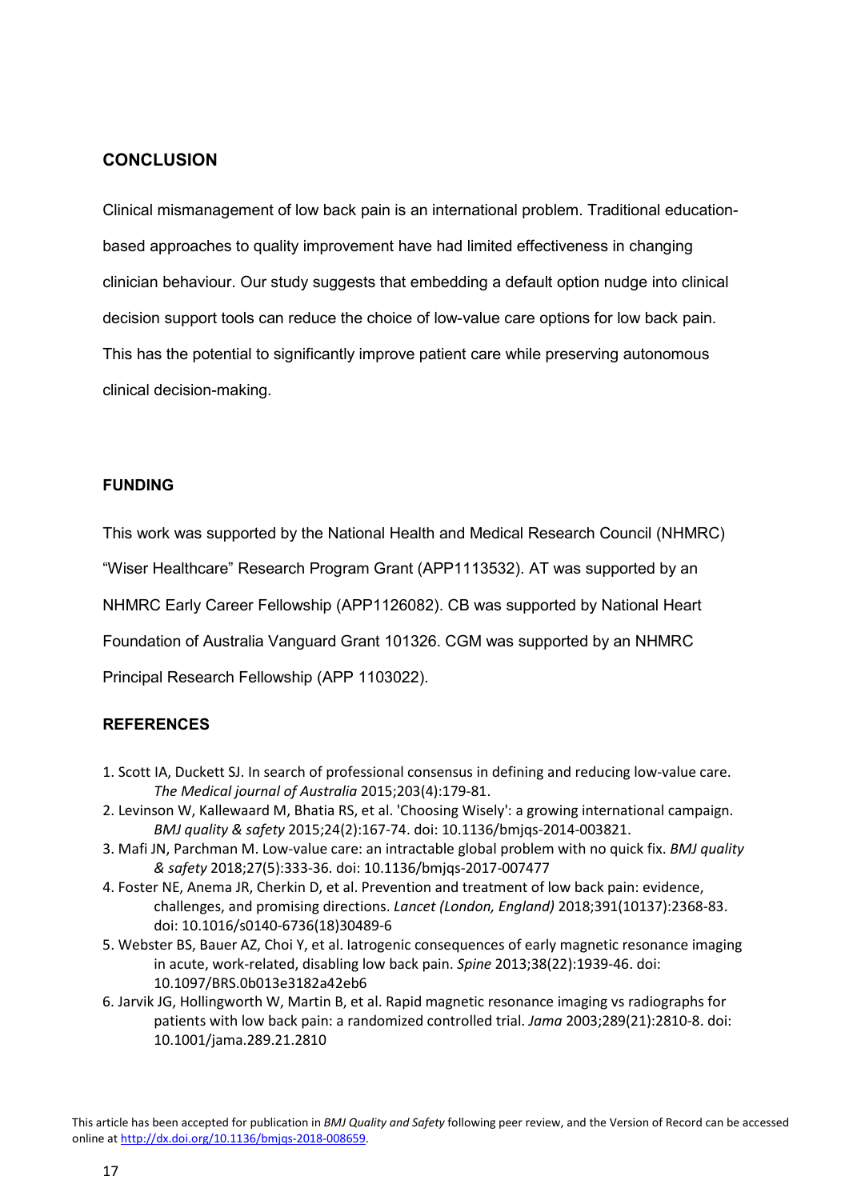## CONCLUSION

Clinical mismanagement of low back pain is an international problem. Traditional education-based approaches to quality improvement have had limited effectiveness in changing clinician behaviour. Our study suggests that embedding a default option nudge into clinical decision support tools can reduce the choice of low-value care options for low back pain. This has the potential to significantly improve patient care while preserving autonomous clinical decision-making.

### FUNDING

This work was supported by the National Health and Medical Research Council (NHMRC) "Wiser Healthcare" Research Program Grant (APP1113532). AT was supported by an NHMRC Early Career Fellowship (APP1126082). CB was supported by National Heart Foundation of Australia Vanguard Grant 101326. CGM was supported by an NHMRC Principal Research Fellowship (APP 1103022).

### REFERENCES

1. Scott IA, Duckett SJ. In search of professional consensus in defining and reducing low-value care. *The Medical journal of Australia* 2015;203(4):179-81.
2. Levinson W, Kallewaard M, Bhatia RS, et al. 'Choosing Wisely': a growing international campaign. *BMJ quality & safety* 2015;24(2):167-74. doi: 10.1136/bmjqs-2014-003821.
3. Mafi JN, Parchman M. Low-value care: an intractable global problem with no quick fix. *BMJ quality & safety* 2018;27(5):333-36. doi: 10.1136/bmjqs-2017-007477
4. Foster NE, Anema JR, Cherkin D, et al. Prevention and treatment of low back pain: evidence, challenges, and promising directions. *Lancet (London, England)* 2018;391(10137):2368-83. doi: 10.1016/s0140-6736(18)30489-6
5. Webster BS, Bauer AZ, Choi Y, et al. Iatrogenic consequences of early magnetic resonance imaging in acute, work-related, disabling low back pain. *Spine* 2013;38(22):1939-46. doi: 10.1097/BRS.0b013e3182a42eb6
6. Jarvik JG, Hollingworth W, Martin B, et al. Rapid magnetic resonance imaging vs radiographs for patients with low back pain: a randomized controlled trial. *Jama* 2003;289(21):2810-8. doi: 10.1001/jama.289.21.2810

This article has been accepted for publication in *BMJ Quality and Safety* following peer review, and the Version of Record can be accessed online at http://dx.doi.org/10.1136/bmjqs-2018-008659.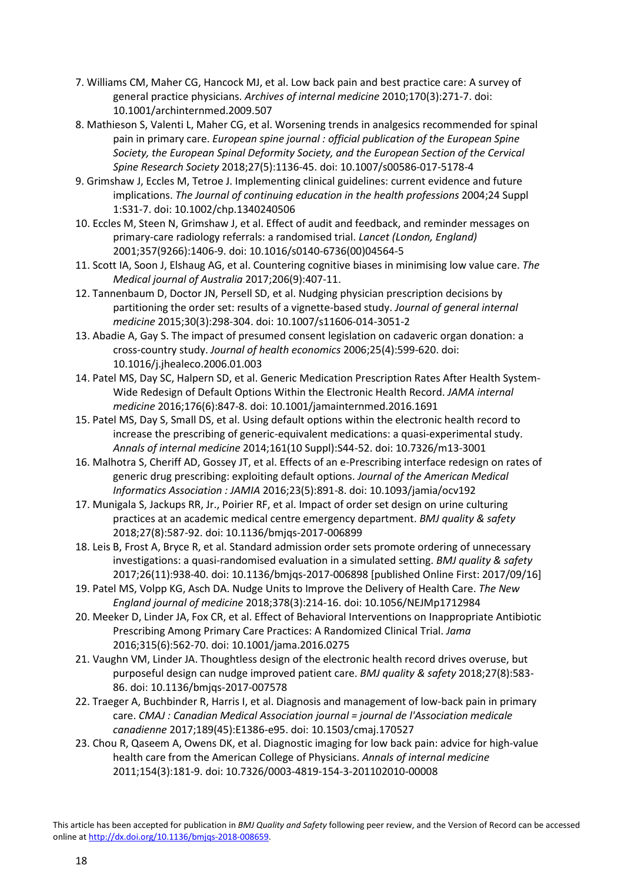7. Williams CM, Maher CG, Hancock MJ, et al. Low back pain and best practice care: A survey of general practice physicians. *Archives of internal medicine* 2010;170(3):271-7. doi: 10.1001/archinternmed.2009.507
8. Mathieson S, Valenti L, Maher CG, et al. Worsening trends in analgesics recommended for spinal pain in primary care. *European spine journal : official publication of the European Spine Society, the European Spinal Deformity Society, and the European Section of the Cervical Spine Research Society* 2018;27(5):1136-45. doi: 10.1007/s00586-017-5178-4
9. Grimshaw J, Eccles M, Tetroe J. Implementing clinical guidelines: current evidence and future implications. *The Journal of continuing education in the health professions* 2004;24 Suppl 1:S31-7. doi: 10.1002/chp.1340240506
10. Eccles M, Steen N, Grimshaw J, et al. Effect of audit and feedback, and reminder messages on primary-care radiology referrals: a randomised trial. *Lancet (London, England)* 2001;357(9266):1406-9. doi: 10.1016/s0140-6736(00)04564-5
11. Scott IA, Soon J, Elshaug AG, et al. Countering cognitive biases in minimising low value care. *The Medical journal of Australia* 2017;206(9):407-11.
12. Tannenbaum D, Doctor JN, Persell SD, et al. Nudging physician prescription decisions by partitioning the order set: results of a vignette-based study. *Journal of general internal medicine* 2015;30(3):298-304. doi: 10.1007/s11606-014-3051-2
13. Abadie A, Gay S. The impact of presumed consent legislation on cadaveric organ donation: a cross-country study. *Journal of health economics* 2006;25(4):599-620. doi: 10.1016/j.jhealeco.2006.01.003
14. Patel MS, Day SC, Halpern SD, et al. Generic Medication Prescription Rates After Health System-Wide Redesign of Default Options Within the Electronic Health Record. *JAMA internal medicine* 2016;176(6):847-8. doi: 10.1001/jamainternmed.2016.1691
15. Patel MS, Day S, Small DS, et al. Using default options within the electronic health record to increase the prescribing of generic-equivalent medications: a quasi-experimental study. *Annals of internal medicine* 2014;161(10 Suppl):S44-52. doi: 10.7326/m13-3001
16. Malhotra S, Cheriff AD, Gossey JT, et al. Effects of an e-Prescribing interface redesign on rates of generic drug prescribing: exploiting default options. *Journal of the American Medical Informatics Association : JAMIA* 2016;23(5):891-8. doi: 10.1093/jamia/ocv192
17. Munigala S, Jackups RR, Jr., Poirier RF, et al. Impact of order set design on urine culturing practices at an academic medical centre emergency department. *BMJ quality & safety* 2018;27(8):587-92. doi: 10.1136/bmjqs-2017-006899
18. Leis B, Frost A, Bryce R, et al. Standard admission order sets promote ordering of unnecessary investigations: a quasi-randomised evaluation in a simulated setting. *BMJ quality & safety* 2017;26(11):938-40. doi: 10.1136/bmjqs-2017-006898 [published Online First: 2017/09/16]
19. Patel MS, Volpp KG, Asch DA. Nudge Units to Improve the Delivery of Health Care. *The New England journal of medicine* 2018;378(3):214-16. doi: 10.1056/NEJMp1712984
20. Meeker D, Linder JA, Fox CR, et al. Effect of Behavioral Interventions on Inappropriate Antibiotic Prescribing Among Primary Care Practices: A Randomized Clinical Trial. *Jama* 2016;315(6):562-70. doi: 10.1001/jama.2016.0275
21. Vaughn VM, Linder JA. Thoughtless design of the electronic health record drives overuse, but purposeful design can nudge improved patient care. *BMJ quality & safety* 2018;27(8):583-86. doi: 10.1136/bmjqs-2017-007578
22. Traeger A, Buchbinder R, Harris I, et al. Diagnosis and management of low-back pain in primary care. *CMAJ : Canadian Medical Association journal = journal de l'Association medicale canadienne* 2017;189(45):E1386-e95. doi: 10.1503/cmaj.170527
23. Chou R, Qaseem A, Owens DK, et al. Diagnostic imaging for low back pain: advice for high-value health care from the American College of Physicians. *Annals of internal medicine* 2011;154(3):181-9. doi: 10.7326/0003-4819-154-3-201102010-00008

This article has been accepted for publication in *BMJ Quality and Safety* following peer review, and the Version of Record can be accessed online at http://dx.doi.org/10.1136/bmjqs-2018-008659.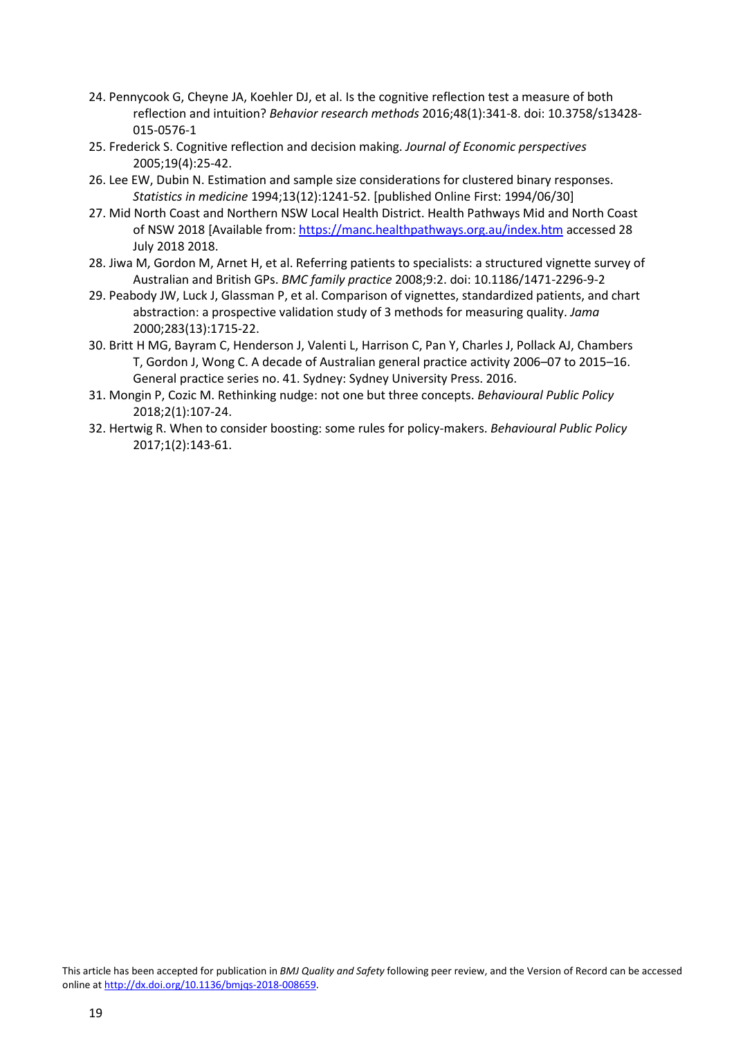24. Pennycook G, Cheyne JA, Koehler DJ, et al. Is the cognitive reflection test a measure of both reflection and intuition? *Behavior research methods* 2016;48(1):341-8. doi: 10.3758/s13428-015-0576-1
25. Frederick S. Cognitive reflection and decision making. *Journal of Economic perspectives* 2005;19(4):25-42.
26. Lee EW, Dubin N. Estimation and sample size considerations for clustered binary responses. *Statistics in medicine* 1994;13(12):1241-52. [published Online First: 1994/06/30]
27. Mid North Coast and Northern NSW Local Health District. Health Pathways Mid and North Coast of NSW 2018 [Available from: https://manc.healthpathways.org.au/index.htm accessed 28 July 2018 2018.
28. Jiwa M, Gordon M, Arnet H, et al. Referring patients to specialists: a structured vignette survey of Australian and British GPs. *BMC family practice* 2008;9:2. doi: 10.1186/1471-2296-9-2
29. Peabody JW, Luck J, Glassman P, et al. Comparison of vignettes, standardized patients, and chart abstraction: a prospective validation study of 3 methods for measuring quality. *Jama* 2000;283(13):1715-22.
30. Britt H MG, Bayram C, Henderson J, Valenti L, Harrison C, Pan Y, Charles J, Pollack AJ, Chambers T, Gordon J, Wong C. A decade of Australian general practice activity 2006–07 to 2015–16. General practice series no. 41. Sydney: Sydney University Press. 2016.
31. Mongin P, Cozic M. Rethinking nudge: not one but three concepts. *Behavioural Public Policy* 2018;2(1):107-24.
32. Hertwig R. When to consider boosting: some rules for policy-makers. *Behavioural Public Policy* 2017;1(2):143-61.

This article has been accepted for publication in *BMJ Quality and Safety* following peer review, and the Version of Record can be accessed online at http://dx.doi.org/10.1136/bmjqs-2018-008659.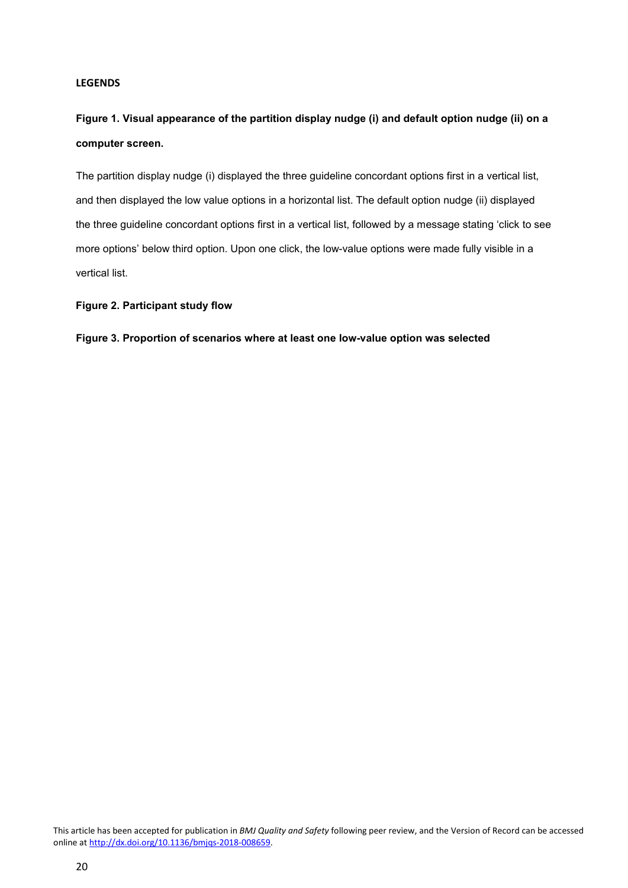**LEGENDS**

**Figure 1. Visual appearance of the partition display nudge (i) and default option nudge (ii) on a computer screen.**

The partition display nudge (i) displayed the three guideline concordant options first in a vertical list, and then displayed the low value options in a horizontal list. The default option nudge (ii) displayed the three guideline concordant options first in a vertical list, followed by a message stating 'click to see more options' below third option. Upon one click, the low-value options were made fully visible in a vertical list.

**Figure 2. Participant study flow**

**Figure 3. Proportion of scenarios where at least one low-value option was selected**